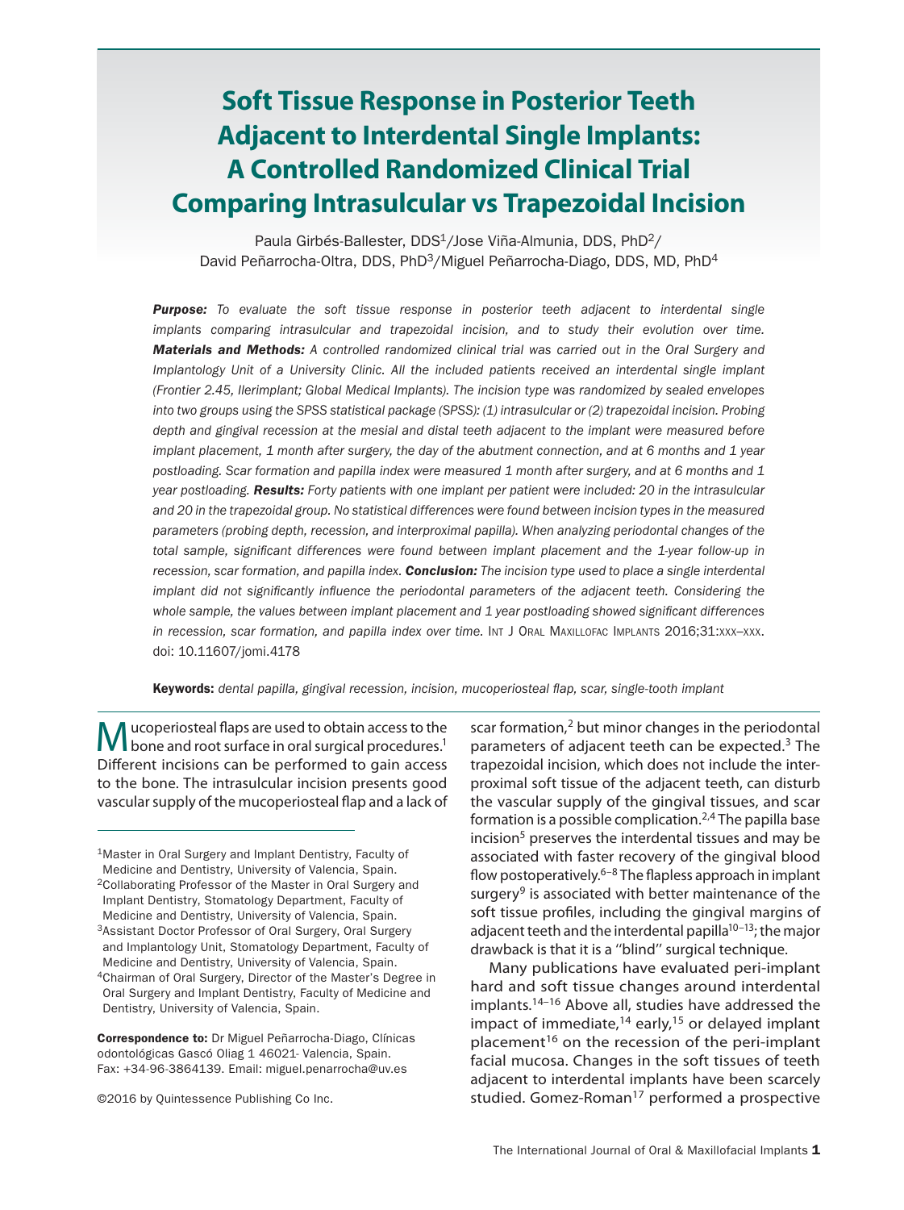# Soft Tissue Response in Posterior Teeth Adjacent to Interdental Single Implants: A Controlled Randomized Clinical Trial Comparing Intrasulcular vs Trapezoidal Incision

Paula Girbés-Ballester, DDS[1]/Jose Viña-Almunia, DDS, PhD[2]/ David Peñarrocha-Oltra, DDS, PhD[3]/Miguel Peñarrocha-Diago, DDS, MD, PhD[4]

***Purpose:*** *To evaluate the soft tissue response in posterior teeth adjacent to interdental single implants comparing intrasulcular and trapezoidal incision, and to study their evolution over time.* ***Materials and Methods:*** *A controlled randomized clinical trial was carried out in the Oral Surgery and Implantology Unit of a University Clinic. All the included patients received an interdental single implant (Frontier 2.45, Ilerimplant; Global Medical Implants). The incision type was randomized by sealed envelopes into two groups using the SPSS statistical package (SPSS): (1) intrasulcular or (2) trapezoidal incision. Probing depth and gingival recession at the mesial and distal teeth adjacent to the implant were measured before implant placement, 1 month after surgery, the day of the abutment connection, and at 6 months and 1 year postloading. Scar formation and papilla index were measured 1 month after surgery, and at 6 months and 1 year postloading.* ***Results:*** *Forty patients with one implant per patient were included: 20 in the intrasulcular and 20 in the trapezoidal group. No statistical differences were found between incision types in the measured parameters (probing depth, recession, and interproximal papilla). When analyzing periodontal changes of the total sample, significant differences were found between implant placement and the 1-year follow-up in recession, scar formation, and papilla index.* ***Conclusion:*** *The incision type used to place a single interdental implant did not significantly influence the periodontal parameters of the adjacent teeth. Considering the whole sample, the values between implant placement and 1 year postloading showed significant differences in recession, scar formation, and papilla index over time.* Int J Oral Maxillofac Implants 2016;31:xxx–xxx. doi: 10.11607/jomi.4178

**Keywords:** *dental papilla, gingival recession, incision, mucoperiosteal flap, scar, single-tooth implant*

Mucoperiosteal flaps are used to obtain access to the bone and root surface in oral surgical procedures.[1] Different incisions can be performed to gain access to the bone. The intrasulcular incision presents good vascular supply of the mucoperiosteal flap and a lack of scar formation,[2] but minor changes in the periodontal parameters of adjacent teeth can be expected.[3] The trapezoidal incision, which does not include the interproximal soft tissue of the adjacent teeth, can disturb the vascular supply of the gingival tissues, and scar formation is a possible complication.[2,4] The papilla base incision[5] preserves the interdental tissues and may be associated with faster recovery of the gingival blood flow postoperatively.[6–8] The flapless approach in implant surgery[9] is associated with better maintenance of the soft tissue profiles, including the gingival margins of adjacent teeth and the interdental papilla[10–13]; the major drawback is that it is a "blind" surgical technique.

Many publications have evaluated peri-implant hard and soft tissue changes around interdental implants.[14–16] Above all, studies have addressed the impact of immediate,[14] early,[15] or delayed implant placement[16] on the recession of the peri-implant facial mucosa. Changes in the soft tissues of teeth adjacent to interdental implants have been scarcely studied. Gomez-Roman[17] performed a prospective

[1]Master in Oral Surgery and Implant Dentistry, Faculty of Medicine and Dentistry, University of Valencia, Spain.
[2]Collaborating Professor of the Master in Oral Surgery and Implant Dentistry, Stomatology Department, Faculty of Medicine and Dentistry, University of Valencia, Spain.
[3]Assistant Doctor Professor of Oral Surgery, Oral Surgery and Implantology Unit, Stomatology Department, Faculty of Medicine and Dentistry, University of Valencia, Spain.
[4]Chairman of Oral Surgery, Director of the Master's Degree in Oral Surgery and Implant Dentistry, Faculty of Medicine and Dentistry, University of Valencia, Spain.

**Correspondence to:** Dr Miguel Peñarrocha-Diago, Clínicas odontológicas Gascó Oliag 1 46021- Valencia, Spain. Fax: +34-96-3864139. Email: miguel.penarrocha@uv.es

©2016 by Quintessence Publishing Co Inc.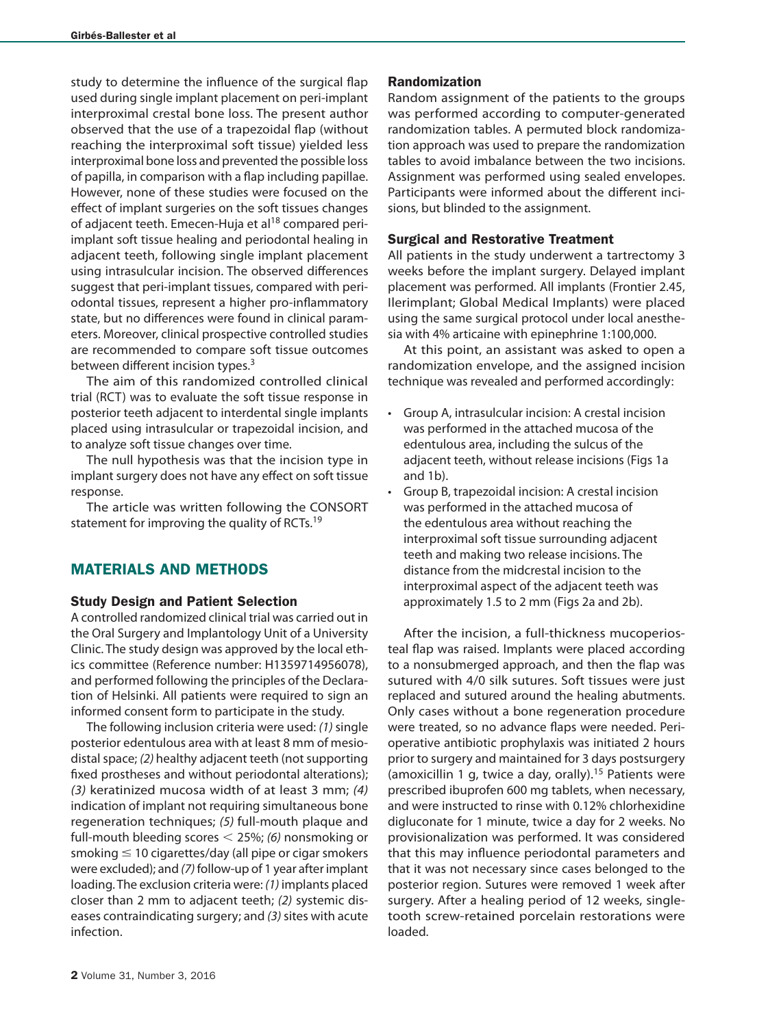study to determine the influence of the surgical flap used during single implant placement on peri-implant interproximal crestal bone loss. The present author observed that the use of a trapezoidal flap (without reaching the interproximal soft tissue) yielded less interproximal bone loss and prevented the possible loss of papilla, in comparison with a flap including papillae. However, none of these studies were focused on the effect of implant surgeries on the soft tissues changes of adjacent teeth. Emecen-Huja et al[18] compared peri-implant soft tissue healing and periodontal healing in adjacent teeth, following single implant placement using intrasulcular incision. The observed differences suggest that peri-implant tissues, compared with periodontal tissues, represent a higher pro-inflammatory state, but no differences were found in clinical parameters. Moreover, clinical prospective controlled studies are recommended to compare soft tissue outcomes between different incision types.[3]

The aim of this randomized controlled clinical trial (RCT) was to evaluate the soft tissue response in posterior teeth adjacent to interdental single implants placed using intrasulcular or trapezoidal incision, and to analyze soft tissue changes over time.

The null hypothesis was that the incision type in implant surgery does not have any effect on soft tissue response.

The article was written following the CONSORT statement for improving the quality of RCTs.[19]

## MATERIALS AND METHODS

### Study Design and Patient Selection

A controlled randomized clinical trial was carried out in the Oral Surgery and Implantology Unit of a University Clinic. The study design was approved by the local ethics committee (Reference number: H1359714956078), and performed following the principles of the Declaration of Helsinki. All patients were required to sign an informed consent form to participate in the study.

The following inclusion criteria were used: *(1)* single posterior edentulous area with at least 8 mm of mesiodistal space; *(2)* healthy adjacent teeth (not supporting fixed prostheses and without periodontal alterations); *(3)* keratinized mucosa width of at least 3 mm; *(4)* indication of implant not requiring simultaneous bone regeneration techniques; *(5)* full-mouth plaque and full-mouth bleeding scores $< 25\%$; *(6)* nonsmoking or smoking $\leq 10$ cigarettes/day (all pipe or cigar smokers were excluded); and *(7)* follow-up of 1 year after implant loading. The exclusion criteria were: *(1)* implants placed closer than 2 mm to adjacent teeth; *(2)* systemic diseases contraindicating surgery; and *(3)* sites with acute infection.

### Randomization

Random assignment of the patients to the groups was performed according to computer-generated randomization tables. A permuted block randomization approach was used to prepare the randomization tables to avoid imbalance between the two incisions. Assignment was performed using sealed envelopes. Participants were informed about the different incisions, but blinded to the assignment.

### Surgical and Restorative Treatment

All patients in the study underwent a tartrectomy 3 weeks before the implant surgery. Delayed implant placement was performed. All implants (Frontier 2.45, Ilerimplant; Global Medical Implants) were placed using the same surgical protocol under local anesthesia with 4% articaine with epinephrine 1:100,000.

At this point, an assistant was asked to open a randomization envelope, and the assigned incision technique was revealed and performed accordingly:

- Group A, intrasulcular incision: A crestal incision was performed in the attached mucosa of the edentulous area, including the sulcus of the adjacent teeth, without release incisions (Figs 1a and 1b).
- Group B, trapezoidal incision: A crestal incision was performed in the attached mucosa of the edentulous area without reaching the interproximal soft tissue surrounding adjacent teeth and making two release incisions. The distance from the midcrestal incision to the interproximal aspect of the adjacent teeth was approximately 1.5 to 2 mm (Figs 2a and 2b).

After the incision, a full-thickness mucoperiosteal flap was raised. Implants were placed according to a nonsubmerged approach, and then the flap was sutured with 4/0 silk sutures. Soft tissues were just replaced and sutured around the healing abutments. Only cases without a bone regeneration procedure were treated, so no advance flaps were needed. Perioperative antibiotic prophylaxis was initiated 2 hours prior to surgery and maintained for 3 days postsurgery (amoxicillin 1 g, twice a day, orally).[15] Patients were prescribed ibuprofen 600 mg tablets, when necessary, and were instructed to rinse with 0.12% chlorhexidine digluconate for 1 minute, twice a day for 2 weeks. No provisionalization was performed. It was considered that this may influence periodontal parameters and that it was not necessary since cases belonged to the posterior region. Sutures were removed 1 week after surgery. After a healing period of 12 weeks, single-tooth screw-retained porcelain restorations were loaded.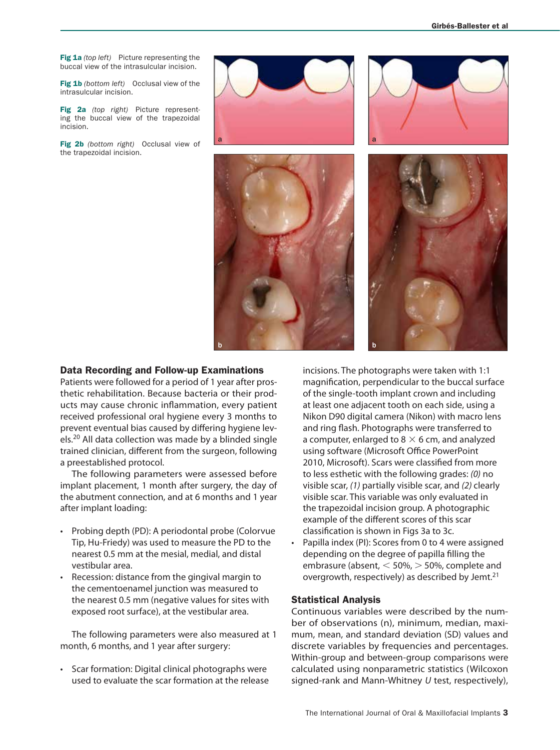**Fig 1a** *(top left)* Picture representing the buccal view of the intrasulcular incision.

**Fig 1b** *(bottom left)* Occlusal view of the intrasulcular incision.

**Fig 2a** *(top right)* Picture representing the buccal view of the trapezoidal incision.

**Fig 2b** *(bottom right)* Occlusal view of the trapezoidal incision.

### Data Recording and Follow-up Examinations

Patients were followed for a period of 1 year after prosthetic rehabilitation. Because bacteria or their products may cause chronic inflammation, every patient received professional oral hygiene every 3 months to prevent eventual bias caused by differing hygiene levels.[20] All data collection was made by a blinded single trained clinician, different from the surgeon, following a preestablished protocol.

The following parameters were assessed before implant placement, 1 month after surgery, the day of the abutment connection, and at 6 months and 1 year after implant loading:

- Probing depth (PD): A periodontal probe (Colorvue Tip, Hu-Friedy) was used to measure the PD to the nearest 0.5 mm at the mesial, medial, and distal vestibular area.
- Recession: distance from the gingival margin to the cementoenamel junction was measured to the nearest 0.5 mm (negative values for sites with exposed root surface), at the vestibular area.

The following parameters were also measured at 1 month, 6 months, and 1 year after surgery:

- Scar formation: Digital clinical photographs were used to evaluate the scar formation at the release incisions. The photographs were taken with 1:1 magnification, perpendicular to the buccal surface of the single-tooth implant crown and including at least one adjacent tooth on each side, using a Nikon D90 digital camera (Nikon) with macro lens and ring flash. Photographs were transferred to a computer, enlarged to 8 × 6 cm, and analyzed using software (Microsoft Office PowerPoint 2010, Microsoft). Scars were classified from more to less esthetic with the following grades: *(0)* no visible scar, *(1)* partially visible scar, and *(2)* clearly visible scar. This variable was only evaluated in the trapezoidal incision group. A photographic example of the different scores of this scar classification is shown in Figs 3a to 3c.
- Papilla index (PI): Scores from 0 to 4 were assigned depending on the degree of papilla filling the embrasure (absent, < 50%, > 50%, complete and overgrowth, respectively) as described by Jemt.[21]

### Statistical Analysis

Continuous variables were described by the number of observations (n), minimum, median, maximum, mean, and standard deviation (SD) values and discrete variables by frequencies and percentages. Within-group and between-group comparisons were calculated using nonparametric statistics (Wilcoxon signed-rank and Mann-Whitney *U* test, respectively),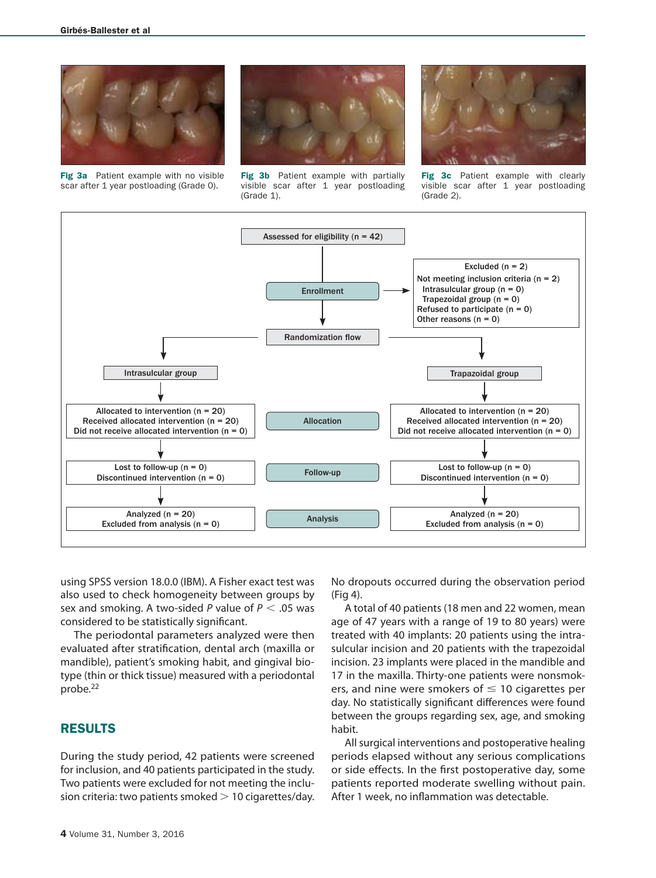Fig 3a Patient example with no visible scar after 1 year postloading (Grade 0).

Fig 3b Patient example with partially visible scar after 1 year postloading (Grade 1).

Fig 3c Patient example with clearly visible scar after 1 year postloading (Grade 2).

using SPSS version 18.0.0 (IBM). A Fisher exact test was also used to check homogeneity between groups by sex and smoking. A two-sided *P* value of $P < .05$ was considered to be statistically significant.

The periodontal parameters analyzed were then evaluated after stratification, dental arch (maxilla or mandible), patient's smoking habit, and gingival biotype (thin or thick tissue) measured with a periodontal probe.[22]

## RESULTS

During the study period, 42 patients were screened for inclusion, and 40 patients participated in the study. Two patients were excluded for not meeting the inclusion criteria: two patients smoked > 10 cigarettes/day. No dropouts occurred during the observation period (Fig 4).

A total of 40 patients (18 men and 22 women, mean age of 47 years with a range of 19 to 80 years) were treated with 40 implants: 20 patients using the intrasulcular incision and 20 patients with the trapezoidal incision. 23 implants were placed in the mandible and 17 in the maxilla. Thirty-one patients were nonsmokers, and nine were smokers of ≤ 10 cigarettes per day. No statistically significant differences were found between the groups regarding sex, age, and smoking habit.

All surgical interventions and postoperative healing periods elapsed without any serious complications or side effects. In the first postoperative day, some patients reported moderate swelling without pain. After 1 week, no inflammation was detectable.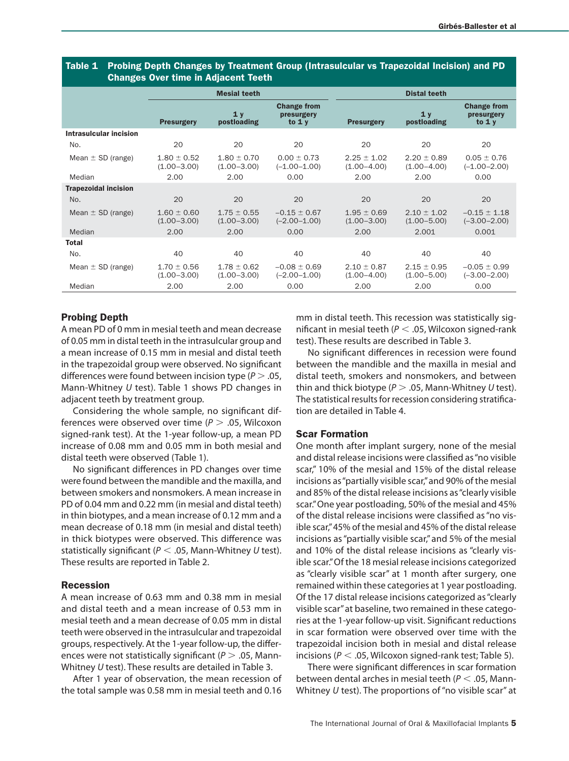**Table 1 Probing Depth Changes by Treatment Group (Intrasulcular vs Trapezoidal Incision) and PD Changes Over time in Adjacent Teeth**

| | Mesial teeth | | | Distal teeth | | |
|---|---|---|---|---|---|---|
| | Presurgery | 1 y postloading | Change from presurgery to 1 y | Presurgery | 1 y postloading | Change from presurgery to 1 y |
| **Intrasulcular incision** | | | | | | |
| No. | 20 | 20 | 20 | 20 | 20 | 20 |
| Mean ± SD (range) | 1.80 ± 0.52 (1.00–3.00) | 1.80 ± 0.70 (1.00–3.00) | 0.00 ± 0.73 (–1.00–1.00) | 2.25 ± 1.02 (1.00–4.00) | 2.20 ± 0.89 (1.00–4.00) | 0.05 ± 0.76 (–1.00–2.00) |
| Median | 2.00 | 2.00 | 0.00 | 2.00 | 2.00 | 0.00 |
| **Trapezoidal incision** | | | | | | |
| No. | 20 | 20 | 20 | 20 | 20 | 20 |
| Mean ± SD (range) | 1.60 ± 0.60 (1.00–3.00) | 1.75 ± 0.55 (1.00–3.00) | –0.15 ± 0.67 (–2.00–1.00) | 1.95 ± 0.69 (1.00–3.00) | 2.10 ± 1.02 (1.00–5.00) | –0.15 ± 1.18 (–3.00–2.00) |
| Median | 2.00 | 2.00 | 0.00 | 2.00 | 2.001 | 0.001 |
| **Total** | | | | | | |
| No. | 40 | 40 | 40 | 40 | 40 | 40 |
| Mean ± SD (range) | 1.70 ± 0.56 (1.00–3.00) | 1.78 ± 0.62 (1.00–3.00) | –0.08 ± 0.69 (–2.00–1.00) | 2.10 ± 0.87 (1.00–4.00) | 2.15 ± 0.95 (1.00–5.00) | –0.05 ± 0.99 (–3.00–2.00) |
| Median | 2.00 | 2.00 | 0.00 | 2.00 | 2.00 | 0.00 |

### Probing Depth

A mean PD of 0 mm in mesial teeth and mean decrease of 0.05 mm in distal teeth in the intrasulcular group and a mean increase of 0.15 mm in mesial and distal teeth in the trapezoidal group were observed. No significant differences were found between incision type ($P > .05$, Mann-Whitney *U* test). Table 1 shows PD changes in adjacent teeth by treatment group.

Considering the whole sample, no significant differences were observed over time ($P > .05$, Wilcoxon signed-rank test). At the 1-year follow-up, a mean PD increase of 0.08 mm and 0.05 mm in both mesial and distal teeth were observed (Table 1).

No significant differences in PD changes over time were found between the mandible and the maxilla, and between smokers and nonsmokers. A mean increase in PD of 0.04 mm and 0.22 mm (in mesial and distal teeth) in thin biotypes, and a mean increase of 0.12 mm and a mean decrease of 0.18 mm (in mesial and distal teeth) in thick biotypes were observed. This difference was statistically significant ($P < .05$, Mann-Whitney *U* test). These results are reported in Table 2.

### Recession

A mean increase of 0.63 mm and 0.38 mm in mesial and distal teeth and a mean increase of 0.53 mm in mesial teeth and a mean decrease of 0.05 mm in distal teeth were observed in the intrasulcular and trapezoidal groups, respectively. At the 1-year follow-up, the differences were not statistically significant ($P > .05$, Mann-Whitney *U* test). These results are detailed in Table 3.

After 1 year of observation, the mean recession of the total sample was 0.58 mm in mesial teeth and 0.16 mm in distal teeth. This recession was statistically significant in mesial teeth ($P < .05$, Wilcoxon signed-rank test). These results are described in Table 3.

No significant differences in recession were found between the mandible and the maxilla in mesial and distal teeth, smokers and nonsmokers, and between thin and thick biotype ($P > .05$, Mann-Whitney *U* test). The statistical results for recession considering stratification are detailed in Table 4.

### Scar Formation

One month after implant surgery, none of the mesial and distal release incisions were classified as "no visible scar," 10% of the mesial and 15% of the distal release incisions as "partially visible scar," and 90% of the mesial and 85% of the distal release incisions as "clearly visible scar." One year postloading, 50% of the mesial and 45% of the distal release incisions were classified as "no visible scar," 45% of the mesial and 45% of the distal release incisions as "partially visible scar," and 5% of the mesial and 10% of the distal release incisions as "clearly visible scar." Of the 18 mesial release incisions categorized as "clearly visible scar" at 1 month after surgery, one remained within these categories at 1 year postloading. Of the 17 distal release incisions categorized as "clearly visible scar" at baseline, two remained in these categories at the 1-year follow-up visit. Significant reductions in scar formation were observed over time with the trapezoidal incision both in mesial and distal release incisions ($P < .05$, Wilcoxon signed-rank test; Table 5).

There were significant differences in scar formation between dental arches in mesial teeth ($P < .05$, Mann-Whitney *U* test). The proportions of "no visible scar" at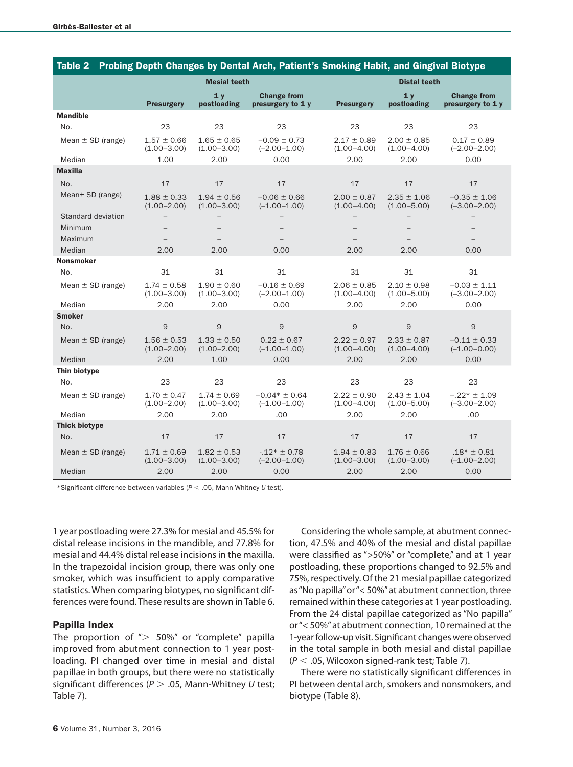**Table 2 Probing Depth Changes by Dental Arch, Patient's Smoking Habit, and Gingival Biotype**

| | Mesial teeth | | | Distal teeth | | |
|---|---|---|---|---|---|---|
| | Presurgery | 1 y postloading | Change from presurgery to 1 y | Presurgery | 1 y postloading | Change from presurgery to 1 y |
| **Mandible** | | | | | | |
| No. | 23 | 23 | 23 | 23 | 23 | 23 |
| Mean ± SD (range) | 1.57 ± 0.66 (1.00–3.00) | 1.65 ± 0.65 (1.00–3.00) | −0.09 ± 0.73 (−2.00–1.00) | 2.17 ± 0.89 (1.00–4.00) | 2.00 ± 0.85 (1.00–4.00) | 0.17 ± 0.89 (−2.00–2.00) |
| Median | 1.00 | 2.00 | 0.00 | 2.00 | 2.00 | 0.00 |
| **Maxilla** | | | | | | |
| No. | 17 | 17 | 17 | 17 | 17 | 17 |
| Mean± SD (range) | 1.88 ± 0.33 (1.00–2.00) | 1.94 ± 0.56 (1.00–3.00) | −0.06 ± 0.66 (−1.00–1.00) | 2.00 ± 0.87 (1.00–4.00) | 2.35 ± 1.06 (1.00–5.00) | −0.35 ± 1.06 (−3.00–2.00) |
| Standard deviation | – | – | – | – | – | – |
| Minimum | – | – | – | – | – | – |
| Maximum | – | – | – | – | – | – |
| Median | 2.00 | 2.00 | 0.00 | 2.00 | 2.00 | 0.00 |
| **Nonsmoker** | | | | | | |
| No. | 31 | 31 | 31 | 31 | 31 | 31 |
| Mean ± SD (range) | 1.74 ± 0.58 (1.00–3.00) | 1.90 ± 0.60 (1.00–3.00) | −0.16 ± 0.69 (−2.00–1.00) | 2.06 ± 0.85 (1.00–4.00) | 2.10 ± 0.98 (1.00–5.00) | −0.03 ± 1.11 (−3.00–2.00) |
| Median | 2.00 | 2.00 | 0.00 | 2.00 | 2.00 | 0.00 |
| **Smoker** | | | | | | |
| No. | 9 | 9 | 9 | 9 | 9 | 9 |
| Mean ± SD (range) | 1.56 ± 0.53 (1.00–2.00) | 1.33 ± 0.50 (1.00–2.00) | 0.22 ± 0.67 (−1.00–1.00) | 2.22 ± 0.97 (1.00–4.00) | 2.33 ± 0.87 (1.00–4.00) | −0.11 ± 0.33 (−1.00–0.00) |
| Median | 2.00 | 1.00 | 0.00 | 2.00 | 2.00 | 0.00 |
| **Thin biotype** | | | | | | |
| No. | 23 | 23 | 23 | 23 | 23 | 23 |
| Mean ± SD (range) | 1.70 ± 0.47 (1.00–2.00) | 1.74 ± 0.69 (1.00–3.00) | −0.04* ± 0.64 (−1.00–1.00) | 2.22 ± 0.90 (1.00–4.00) | 2.43 ± 1.04 (1.00–5.00) | −.22* ± 1.09 (−3.00–2.00) |
| Median | 2.00 | 2.00 | .00 | 2.00 | 2.00 | .00 |
| **Thick biotype** | | | | | | |
| No. | 17 | 17 | 17 | 17 | 17 | 17 |
| Mean ± SD (range) | 1.71 ± 0.69 (1.00–3.00) | 1.82 ± 0.53 (1.00–3.00) | -.12* ± 0.78 (−2.00–1.00) | 1.94 ± 0.83 (1.00–3.00) | 1.76 ± 0.66 (1.00–3.00) | .18* ± 0.81 (−1.00–2.00) |
| Median | 2.00 | 2.00 | 0.00 | 2.00 | 2.00 | 0.00 |

*Significant difference between variables ($P < .05$, Mann-Whitney *U* test).

1 year postloading were 27.3% for mesial and 45.5% for distal release incisions in the mandible, and 77.8% for mesial and 44.4% distal release incisions in the maxilla. In the trapezoidal incision group, there was only one smoker, which was insufficient to apply comparative statistics. When comparing biotypes, no significant differences were found. These results are shown in Table 6.

### Papilla Index

The proportion of "> 50%" or "complete" papilla improved from abutment connection to 1 year postloading. PI changed over time in mesial and distal papillae in both groups, but there were no statistically significant differences ($P > .05$, Mann-Whitney *U* test; Table 7).

Considering the whole sample, at abutment connection, 47.5% and 40% of the mesial and distal papillae were classified as ">50%" or "complete," and at 1 year postloading, these proportions changed to 92.5% and 75%, respectively. Of the 21 mesial papillae categorized as "No papilla" or "< 50%" at abutment connection, three remained within these categories at 1 year postloading. From the 24 distal papillae categorized as "No papilla" or "< 50%" at abutment connection, 10 remained at the 1-year follow-up visit. Significant changes were observed in the total sample in both mesial and distal papillae ($P < .05$, Wilcoxon signed-rank test; Table 7).

There were no statistically significant differences in PI between dental arch, smokers and nonsmokers, and biotype (Table 8).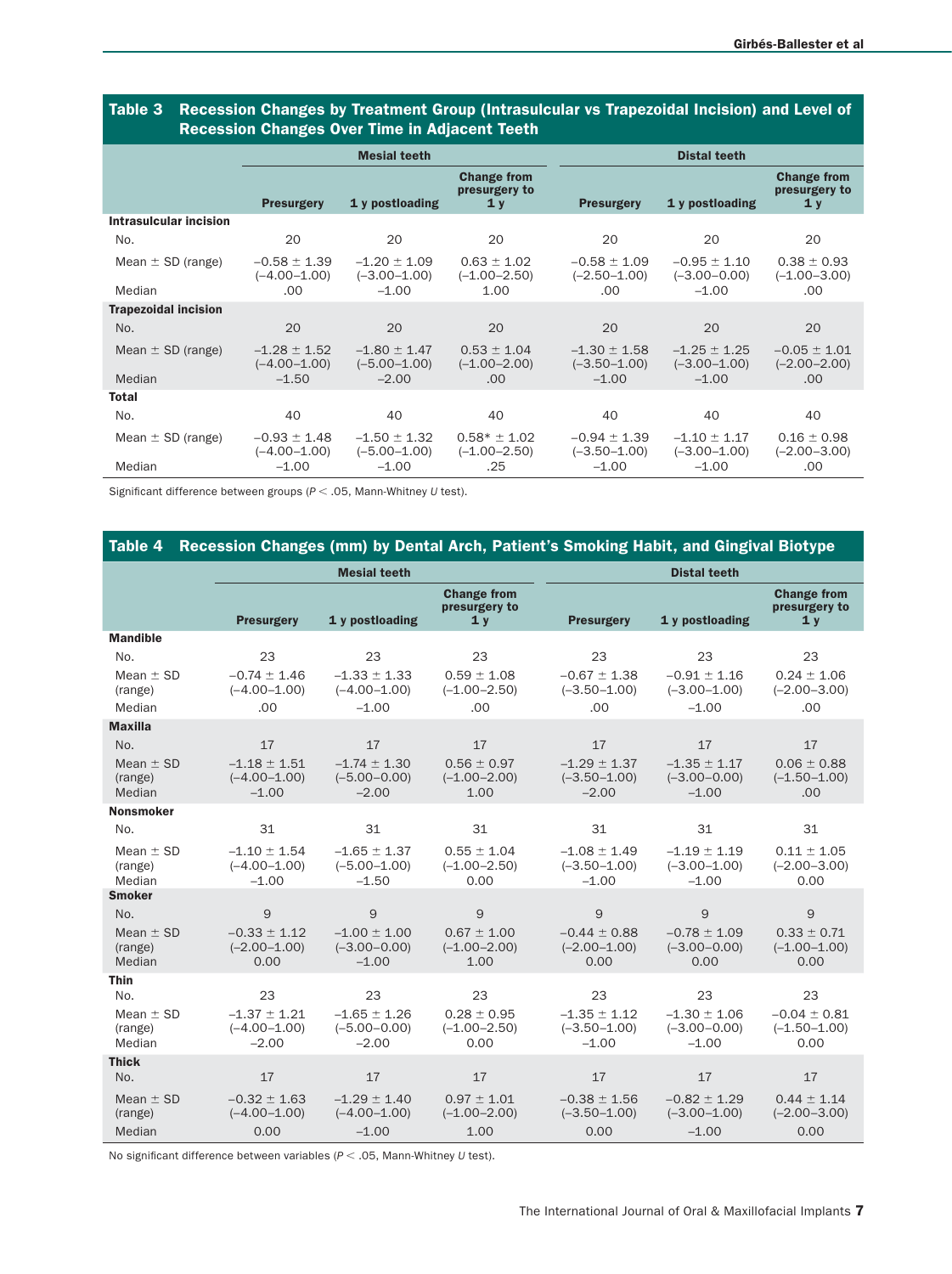**Table 3 Recession Changes by Treatment Group (Intrasulcular vs Trapezoidal Incision) and Level of Recession Changes Over Time in Adjacent Teeth**

| | Mesial teeth | | | Distal teeth | | |
|---|---|---|---|---|---|---|
| | Presurgery | 1 y postloading | Change from presurgery to 1 y | Presurgery | 1 y postloading | Change from presurgery to 1 y |
| **Intrasulcular incision** | | | | | | |
| No. | 20 | 20 | 20 | 20 | 20 | 20 |
| Mean ± SD (range) | −0.58 ± 1.39 (−4.00–1.00) | −1.20 ± 1.09 (−3.00–1.00) | 0.63 ± 1.02 (−1.00–2.50) | −0.58 ± 1.09 (−2.50–1.00) | −0.95 ± 1.10 (−3.00–0.00) | 0.38 ± 0.93 (−1.00–3.00) |
| Median | .00 | −1.00 | 1.00 | .00 | −1.00 | .00 |
| **Trapezoidal incision** | | | | | | |
| No. | 20 | 20 | 20 | 20 | 20 | 20 |
| Mean ± SD (range) | −1.28 ± 1.52 (−4.00–1.00) | −1.80 ± 1.47 (−5.00–1.00) | 0.53 ± 1.04 (−1.00–2.00) | −1.30 ± 1.58 (−3.50–1.00) | −1.25 ± 1.25 (−3.00–1.00) | −0.05 ± 1.01 (−2.00–2.00) |
| Median | −1.50 | −2.00 | .00 | −1.00 | −1.00 | .00 |
| **Total** | | | | | | |
| No. | 40 | 40 | 40 | 40 | 40 | 40 |
| Mean ± SD (range) | −0.93 ± 1.48 (−4.00–1.00) | −1.50 ± 1.32 (−5.00–1.00) | 0.58* ± 1.02 (−1.00–2.50) | −0.94 ± 1.39 (−3.50–1.00) | −1.10 ± 1.17 (−3.00–1.00) | 0.16 ± 0.98 (−2.00–3.00) |
| Median | −1.00 | −1.00 | .25 | −1.00 | −1.00 | .00 |

Significant difference between groups ($P < .05$, Mann-Whitney *U* test).

**Table 4 Recession Changes (mm) by Dental Arch, Patient's Smoking Habit, and Gingival Biotype**

| | Mesial teeth | | | Distal teeth | | |
|---|---|---|---|---|---|---|
| | Presurgery | 1 y postloading | Change from presurgery to 1 y | Presurgery | 1 y postloading | Change from presurgery to 1 y |
| **Mandible** | | | | | | |
| No. | 23 | 23 | 23 | 23 | 23 | 23 |
| Mean ± SD (range) | −0.74 ± 1.46 (−4.00–1.00) | −1.33 ± 1.33 (−4.00–1.00) | 0.59 ± 1.08 (−1.00–2.50) | −0.67 ± 1.38 (−3.50–1.00) | −0.91 ± 1.16 (−3.00–1.00) | 0.24 ± 1.06 (−2.00–3.00) |
| Median | .00 | −1.00 | .00 | .00 | −1.00 | .00 |
| **Maxilla** | | | | | | |
| No. | 17 | 17 | 17 | 17 | 17 | 17 |
| Mean ± SD (range) | −1.18 ± 1.51 (−4.00–1.00) | −1.74 ± 1.30 (−5.00–0.00) | 0.56 ± 0.97 (−1.00–2.00) | −1.29 ± 1.37 (−3.50–1.00) | −1.35 ± 1.17 (−3.00–0.00) | 0.06 ± 0.88 (−1.50–1.00) |
| Median | −1.00 | −2.00 | 1.00 | −2.00 | −1.00 | .00 |
| **Nonsmoker** | | | | | | |
| No. | 31 | 31 | 31 | 31 | 31 | 31 |
| Mean ± SD (range) | −1.10 ± 1.54 (−4.00–1.00) | −1.65 ± 1.37 (−5.00–1.00) | 0.55 ± 1.04 (−1.00–2.50) | −1.08 ± 1.49 (−3.50–1.00) | −1.19 ± 1.19 (−3.00–1.00) | 0.11 ± 1.05 (−2.00–3.00) |
| Median | −1.00 | −1.50 | 0.00 | −1.00 | −1.00 | 0.00 |
| **Smoker** | | | | | | |
| No. | 9 | 9 | 9 | 9 | 9 | 9 |
| Mean ± SD (range) | −0.33 ± 1.12 (−2.00–1.00) | −1.00 ± 1.00 (−3.00–0.00) | 0.67 ± 1.00 (−1.00–2.00) | −0.44 ± 0.88 (−2.00–1.00) | −0.78 ± 1.09 (−3.00–0.00) | 0.33 ± 0.71 (−1.00–1.00) |
| Median | 0.00 | −1.00 | 1.00 | 0.00 | 0.00 | 0.00 |
| **Thin** | | | | | | |
| No. | 23 | 23 | 23 | 23 | 23 | 23 |
| Mean ± SD (range) | −1.37 ± 1.21 (−4.00–1.00) | −1.65 ± 1.26 (−5.00–0.00) | 0.28 ± 0.95 (−1.00–2.50) | −1.35 ± 1.12 (−3.50–1.00) | −1.30 ± 1.06 (−3.00–0.00) | −0.04 ± 0.81 (−1.50–1.00) |
| Median | −2.00 | −2.00 | 0.00 | −1.00 | −1.00 | 0.00 |
| **Thick** | | | | | | |
| No. | 17 | 17 | 17 | 17 | 17 | 17 |
| Mean ± SD (range) | −0.32 ± 1.63 (−4.00–1.00) | −1.29 ± 1.40 (−4.00–1.00) | 0.97 ± 1.01 (−1.00–2.00) | −0.38 ± 1.56 (−3.50–1.00) | −0.82 ± 1.29 (−3.00–1.00) | 0.44 ± 1.14 (−2.00–3.00) |
| Median | 0.00 | −1.00 | 1.00 | 0.00 | −1.00 | 0.00 |

No significant difference between variables ($P < .05$, Mann-Whitney *U* test).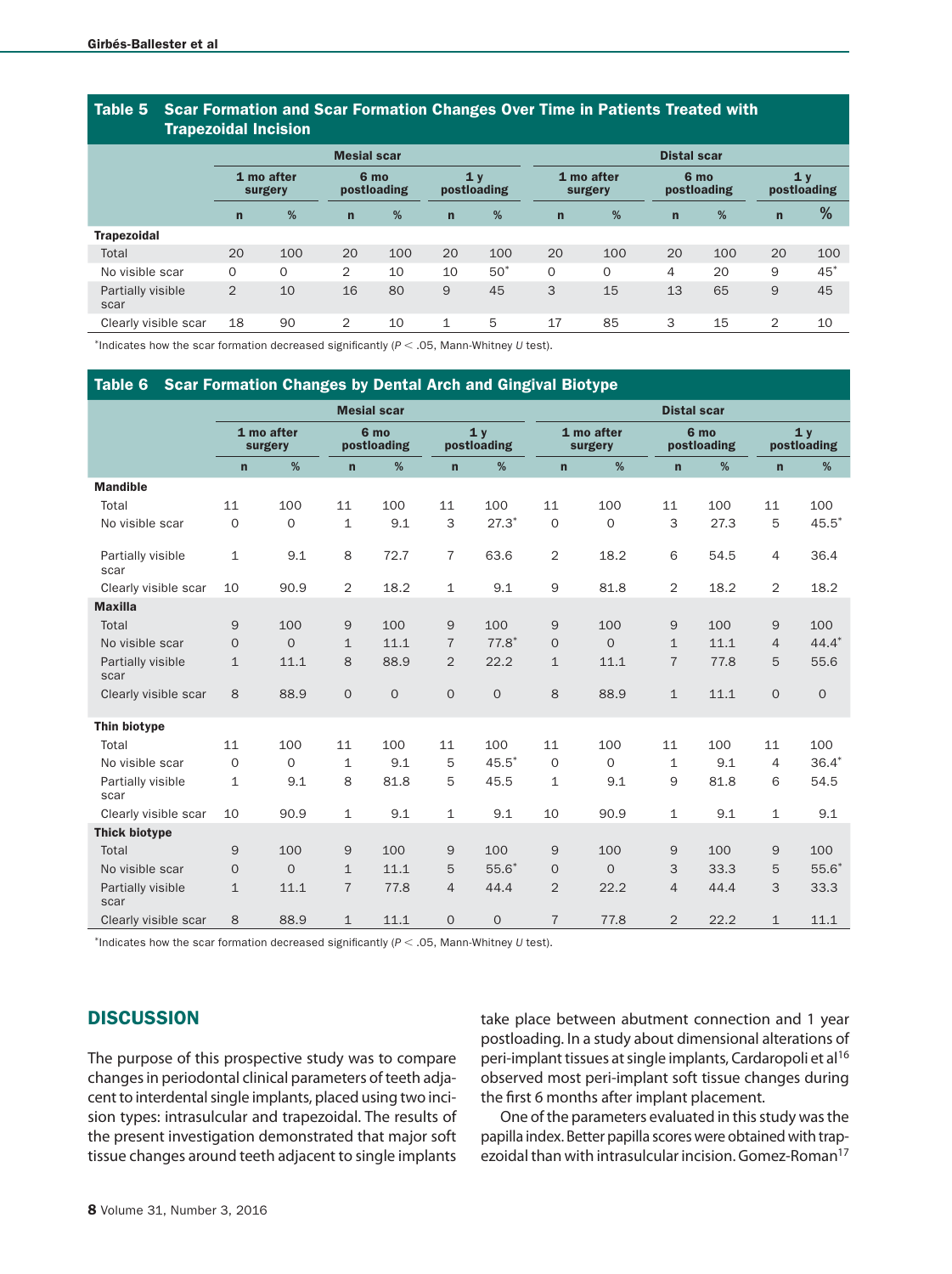**Table 5 Scar Formation and Scar Formation Changes Over Time in Patients Treated with Trapezoidal Incision**

| | Mesial scar | | | | | | Distal scar | | | | | |
|---|---|---|---|---|---|---|---|---|---|---|---|---|
| | 1 mo after surgery | | 6 mo postloading | | 1 y postloading | | 1 mo after surgery | | 6 mo postloading | | 1 y postloading | |
| | n | % | n | % | n | % | n | % | n | % | n | % |
| **Trapezoidal** | | | | | | | | | | | | |
| Total | 20 | 100 | 20 | 100 | 20 | 100 | 20 | 100 | 20 | 100 | 20 | 100 |
| No visible scar | 0 | 0 | 2 | 10 | 10 | 50* | 0 | 0 | 4 | 20 | 9 | 45* |
| Partially visible scar | 2 | 10 | 16 | 80 | 9 | 45 | 3 | 15 | 13 | 65 | 9 | 45 |
| Clearly visible scar | 18 | 90 | 2 | 10 | 1 | 5 | 17 | 85 | 3 | 15 | 2 | 10 |

*Indicates how the scar formation decreased significantly ($P < .05$, Mann-Whitney *U* test).

**Table 6 Scar Formation Changes by Dental Arch and Gingival Biotype**

| | Mesial scar | | | | | | Distal scar | | | | | |
|---|---|---|---|---|---|---|---|---|---|---|---|---|
| | 1 mo after surgery | | 6 mo postloading | | 1 y postloading | | 1 mo after surgery | | 6 mo postloading | | 1 y postloading | |
| | n | % | n | % | n | % | n | % | n | % | n | % |
| **Mandible** | | | | | | | | | | | | |
| Total | 11 | 100 | 11 | 100 | 11 | 100 | 11 | 100 | 11 | 100 | 11 | 100 |
| No visible scar | 0 | 0 | 1 | 9.1 | 3 | 27.3* | 0 | 0 | 3 | 27.3 | 5 | 45.5* |
| Partially visible scar | 1 | 9.1 | 8 | 72.7 | 7 | 63.6 | 2 | 18.2 | 6 | 54.5 | 4 | 36.4 |
| Clearly visible scar | 10 | 90.9 | 2 | 18.2 | 1 | 9.1 | 9 | 81.8 | 2 | 18.2 | 2 | 18.2 |
| **Maxilla** | | | | | | | | | | | | |
| Total | 9 | 100 | 9 | 100 | 9 | 100 | 9 | 100 | 9 | 100 | 9 | 100 |
| No visible scar | 0 | 0 | 1 | 11.1 | 7 | 77.8* | 0 | 0 | 1 | 11.1 | 4 | 44.4* |
| Partially visible scar | 1 | 11.1 | 8 | 88.9 | 2 | 22.2 | 1 | 11.1 | 7 | 77.8 | 5 | 55.6 |
| Clearly visible scar | 8 | 88.9 | 0 | 0 | 0 | 0 | 8 | 88.9 | 1 | 11.1 | 0 | 0 |
| **Thin biotype** | | | | | | | | | | | | |
| Total | 11 | 100 | 11 | 100 | 11 | 100 | 11 | 100 | 11 | 100 | 11 | 100 |
| No visible scar | 0 | 0 | 1 | 9.1 | 5 | 45.5* | 0 | 0 | 1 | 9.1 | 4 | 36.4* |
| Partially visible scar | 1 | 9.1 | 8 | 81.8 | 5 | 45.5 | 1 | 9.1 | 9 | 81.8 | 6 | 54.5 |
| Clearly visible scar | 10 | 90.9 | 1 | 9.1 | 1 | 9.1 | 10 | 90.9 | 1 | 9.1 | 1 | 9.1 |
| **Thick biotype** | | | | | | | | | | | | |
| Total | 9 | 100 | 9 | 100 | 9 | 100 | 9 | 100 | 9 | 100 | 9 | 100 |
| No visible scar | 0 | 0 | 1 | 11.1 | 5 | 55.6* | 0 | 0 | 3 | 33.3 | 5 | 55.6* |
| Partially visible scar | 1 | 11.1 | 7 | 77.8 | 4 | 44.4 | 2 | 22.2 | 4 | 44.4 | 3 | 33.3 |
| Clearly visible scar | 8 | 88.9 | 1 | 11.1 | 0 | 0 | 7 | 77.8 | 2 | 22.2 | 1 | 11.1 |

*Indicates how the scar formation decreased significantly ($P < .05$, Mann-Whitney *U* test).

## DISCUSSION

The purpose of this prospective study was to compare changes in periodontal clinical parameters of teeth adjacent to interdental single implants, placed using two incision types: intrasulcular and trapezoidal. The results of the present investigation demonstrated that major soft tissue changes around teeth adjacent to single implants take place between abutment connection and 1 year postloading. In a study about dimensional alterations of peri-implant tissues at single implants, Cardaropoli et al[16] observed most peri-implant soft tissue changes during the first 6 months after implant placement.

One of the parameters evaluated in this study was the papilla index. Better papilla scores were obtained with trapezoidal than with intrasulcular incision. Gomez-Roman[17]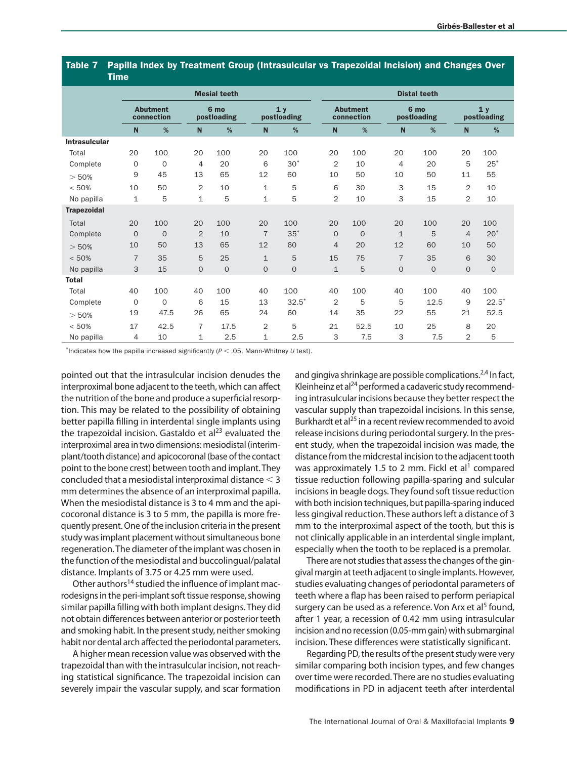**Table 7 Papilla Index by Treatment Group (Intrasulcular vs Trapezoidal Incision) and Changes Over Time**

| | Mesial teeth | | | | | | Distal teeth | | | | | |
|---|---|---|---|---|---|---|---|---|---|---|---|---|
| | Abutment connection | | 6 mo postloading | | 1 y postloading | | Abutment connection | | 6 mo postloading | | 1 y postloading | |
| | N | % | N | % | N | % | N | % | N | % | N | % |
| **Intrasulcular** | | | | | | | | | | | | |
| Total | 20 | 100 | 20 | 100 | 20 | 100 | 20 | 100 | 20 | 100 | 20 | 100 |
| Complete | 0 | 0 | 4 | 20 | 6 | 30* | 2 | 10 | 4 | 20 | 5 | 25* |
| > 50% | 9 | 45 | 13 | 65 | 12 | 60 | 10 | 50 | 10 | 50 | 11 | 55 |
| < 50% | 10 | 50 | 2 | 10 | 1 | 5 | 6 | 30 | 3 | 15 | 2 | 10 |
| No papilla | 1 | 5 | 1 | 5 | 1 | 5 | 2 | 10 | 3 | 15 | 2 | 10 |
| **Trapezoidal** | | | | | | | | | | | | |
| Total | 20 | 100 | 20 | 100 | 20 | 100 | 20 | 100 | 20 | 100 | 20 | 100 |
| Complete | 0 | 0 | 2 | 10 | 7 | 35* | 0 | 0 | 1 | 5 | 4 | 20* |
| > 50% | 10 | 50 | 13 | 65 | 12 | 60 | 4 | 20 | 12 | 60 | 10 | 50 |
| < 50% | 7 | 35 | 5 | 25 | 1 | 5 | 15 | 75 | 7 | 35 | 6 | 30 |
| No papilla | 3 | 15 | 0 | 0 | 0 | 0 | 1 | 5 | 0 | 0 | 0 | 0 |
| **Total** | | | | | | | | | | | | |
| Total | 40 | 100 | 40 | 100 | 40 | 100 | 40 | 100 | 40 | 100 | 40 | 100 |
| Complete | 0 | 0 | 6 | 15 | 13 | 32.5* | 2 | 5 | 5 | 12.5 | 9 | 22.5* |
| > 50% | 19 | 47.5 | 26 | 65 | 24 | 60 | 14 | 35 | 22 | 55 | 21 | 52.5 |
| < 50% | 17 | 42.5 | 7 | 17.5 | 2 | 5 | 21 | 52.5 | 10 | 25 | 8 | 20 |
| No papilla | 4 | 10 | 1 | 2.5 | 1 | 2.5 | 3 | 7.5 | 3 | 7.5 | 2 | 5 |

*Indicates how the papilla increased significantly ($P < .05$, Mann-Whitney *U* test).

pointed out that the intrasulcular incision denudes the interproximal bone adjacent to the teeth, which can affect the nutrition of the bone and produce a superficial resorption. This may be related to the possibility of obtaining better papilla filling in interdental single implants using the trapezoidal incision. Gastaldo et al[23] evaluated the interproximal area in two dimensions: mesiodistal (interimplant/tooth distance) and apicocoronal (base of the contact point to the bone crest) between tooth and implant. They concluded that a mesiodistal interproximal distance < 3 mm determines the absence of an interproximal papilla. When the mesiodistal distance is 3 to 4 mm and the apicocoronal distance is 3 to 5 mm, the papilla is more frequently present. One of the inclusion criteria in the present study was implant placement without simultaneous bone regeneration. The diameter of the implant was chosen in the function of the mesiodistal and buccolingual/palatal distance. Implants of 3.75 or 4.25 mm were used.

Other authors[14] studied the influence of implant macrodesigns in the peri-implant soft tissue response, showing similar papilla filling with both implant designs. They did not obtain differences between anterior or posterior teeth and smoking habit. In the present study, neither smoking habit nor dental arch affected the periodontal parameters.

A higher mean recession value was observed with the trapezoidal than with the intrasulcular incision, not reaching statistical significance. The trapezoidal incision can severely impair the vascular supply, and scar formation and gingiva shrinkage are possible complications.[2,4] In fact, Kleinheinz et al[24] performed a cadaveric study recommending intrasulcular incisions because they better respect the vascular supply than trapezoidal incisions. In this sense, Burkhardt et al[25] in a recent review recommended to avoid release incisions during periodontal surgery. In the present study, when the trapezoidal incision was made, the distance from the midcrestal incision to the adjacent tooth was approximately 1.5 to 2 mm. Fickl et al[1] compared tissue reduction following papilla-sparing and sulcular incisions in beagle dogs. They found soft tissue reduction with both incision techniques, but papilla-sparing induced less gingival reduction. These authors left a distance of 3 mm to the interproximal aspect of the tooth, but this is not clinically applicable in an interdental single implant, especially when the tooth to be replaced is a premolar.

There are not studies that assess the changes of the gingival margin at teeth adjacent to single implants. However, studies evaluating changes of periodontal parameters of teeth where a flap has been raised to perform periapical surgery can be used as a reference. Von Arx et al[5] found, after 1 year, a recession of 0.42 mm using intrasulcular incision and no recession (0.05-mm gain) with submarginal incision. These differences were statistically significant.

Regarding PD, the results of the present study were very similar comparing both incision types, and few changes over time were recorded. There are no studies evaluating modifications in PD in adjacent teeth after interdental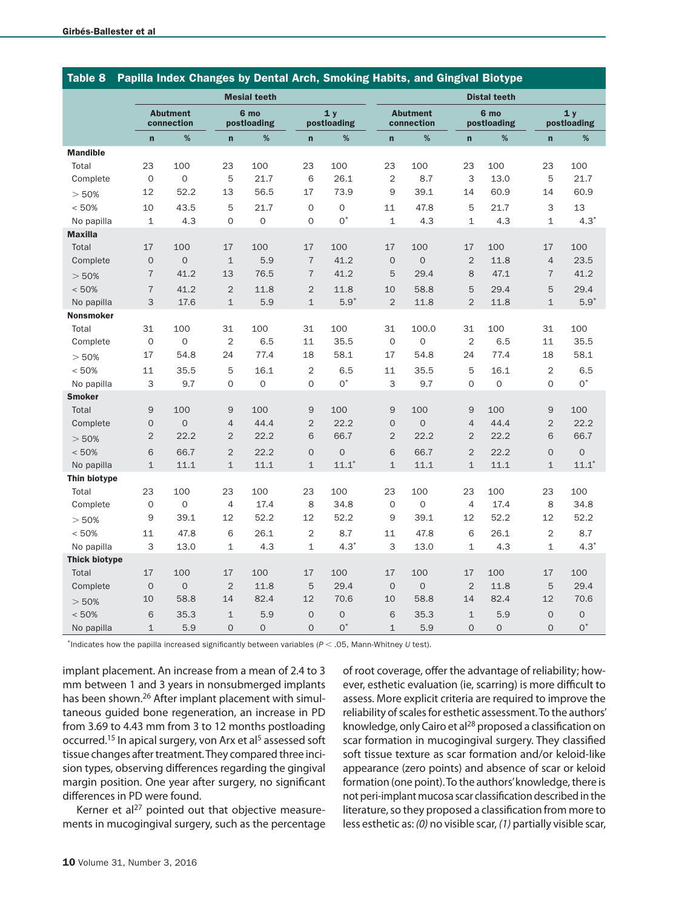**Table 8 Papilla Index Changes by Dental Arch, Smoking Habits, and Gingival Biotype**

| | Mesial teeth | | | | | | Distal teeth | | | | | |
|---|---|---|---|---|---|---|---|---|---|---|---|---|
| | Abutment connection | | 6 mo postloading | | 1 y postloading | | Abutment connection | | 6 mo postloading | | 1 y postloading | |
| | n | % | n | % | n | % | n | % | n | % | n | % |
| **Mandible** | | | | | | | | | | | | |
| Total | 23 | 100 | 23 | 100 | 23 | 100 | 23 | 100 | 23 | 100 | 23 | 100 |
| Complete | 0 | 0 | 5 | 21.7 | 6 | 26.1 | 2 | 8.7 | 3 | 13.0 | 5 | 21.7 |
| > 50% | 12 | 52.2 | 13 | 56.5 | 17 | 73.9 | 9 | 39.1 | 14 | 60.9 | 14 | 60.9 |
| < 50% | 10 | 43.5 | 5 | 21.7 | 0 | 0 | 11 | 47.8 | 5 | 21.7 | 3 | 13 |
| No papilla | 1 | 4.3 | 0 | 0 | 0 | 0* | 1 | 4.3 | 1 | 4.3 | 1 | 4.3* |
| **Maxilla** | | | | | | | | | | | | |
| Total | 17 | 100 | 17 | 100 | 17 | 100 | 17 | 100 | 17 | 100 | 17 | 100 |
| Complete | 0 | 0 | 1 | 5.9 | 7 | 41.2 | 0 | 0 | 2 | 11.8 | 4 | 23.5 |
| > 50% | 7 | 41.2 | 13 | 76.5 | 7 | 41.2 | 5 | 29.4 | 8 | 47.1 | 7 | 41.2 |
| < 50% | 7 | 41.2 | 2 | 11.8 | 2 | 11.8 | 10 | 58.8 | 5 | 29.4 | 5 | 29.4 |
| No papilla | 3 | 17.6 | 1 | 5.9 | 1 | 5.9* | 2 | 11.8 | 2 | 11.8 | 1 | 5.9* |
| **Nonsmoker** | | | | | | | | | | | | |
| Total | 31 | 100 | 31 | 100 | 31 | 100 | 31 | 100.0 | 31 | 100 | 31 | 100 |
| Complete | 0 | 0 | 2 | 6.5 | 11 | 35.5 | 0 | 0 | 2 | 6.5 | 11 | 35.5 |
| > 50% | 17 | 54.8 | 24 | 77.4 | 18 | 58.1 | 17 | 54.8 | 24 | 77.4 | 18 | 58.1 |
| < 50% | 11 | 35.5 | 5 | 16.1 | 2 | 6.5 | 11 | 35.5 | 5 | 16.1 | 2 | 6.5 |
| No papilla | 3 | 9.7 | 0 | 0 | 0 | 0* | 3 | 9.7 | 0 | 0 | 0 | 0* |
| **Smoker** | | | | | | | | | | | | |
| Total | 9 | 100 | 9 | 100 | 9 | 100 | 9 | 100 | 9 | 100 | 9 | 100 |
| Complete | 0 | 0 | 4 | 44.4 | 2 | 22.2 | 0 | 0 | 4 | 44.4 | 2 | 22.2 |
| > 50% | 2 | 22.2 | 2 | 22.2 | 6 | 66.7 | 2 | 22.2 | 2 | 22.2 | 6 | 66.7 |
| < 50% | 6 | 66.7 | 2 | 22.2 | 0 | 0 | 6 | 66.7 | 2 | 22.2 | 0 | 0 |
| No papilla | 1 | 11.1 | 1 | 11.1 | 1 | 11.1* | 1 | 11.1 | 1 | 11.1 | 1 | 11.1* |
| **Thin biotype** | | | | | | | | | | | | |
| Total | 23 | 100 | 23 | 100 | 23 | 100 | 23 | 100 | 23 | 100 | 23 | 100 |
| Complete | 0 | 0 | 4 | 17.4 | 8 | 34.8 | 0 | 0 | 4 | 17.4 | 8 | 34.8 |
| > 50% | 9 | 39.1 | 12 | 52.2 | 12 | 52.2 | 9 | 39.1 | 12 | 52.2 | 12 | 52.2 |
| < 50% | 11 | 47.8 | 6 | 26.1 | 2 | 8.7 | 11 | 47.8 | 6 | 26.1 | 2 | 8.7 |
| No papilla | 3 | 13.0 | 1 | 4.3 | 1 | 4.3* | 3 | 13.0 | 1 | 4.3 | 1 | 4.3* |
| **Thick biotype** | | | | | | | | | | | | |
| Total | 17 | 100 | 17 | 100 | 17 | 100 | 17 | 100 | 17 | 100 | 17 | 100 |
| Complete | 0 | 0 | 2 | 11.8 | 5 | 29.4 | 0 | 0 | 2 | 11.8 | 5 | 29.4 |
| > 50% | 10 | 58.8 | 14 | 82.4 | 12 | 70.6 | 10 | 58.8 | 14 | 82.4 | 12 | 70.6 |
| < 50% | 6 | 35.3 | 1 | 5.9 | 0 | 0 | 6 | 35.3 | 1 | 5.9 | 0 | 0 |
| No papilla | 1 | 5.9 | 0 | 0 | 0 | 0* | 1 | 5.9 | 0 | 0 | 0 | 0* |

*Indicates how the papilla increased significantly between variables ($P < .05$, Mann-Whitney *U* test).

implant placement. An increase from a mean of 2.4 to 3 mm between 1 and 3 years in nonsubmerged implants has been shown.[26] After implant placement with simultaneous guided bone regeneration, an increase in PD from 3.69 to 4.43 mm from 3 to 12 months postloading occurred.[15] In apical surgery, von Arx et al[5] assessed soft tissue changes after treatment. They compared three incision types, observing differences regarding the gingival margin position. One year after surgery, no significant differences in PD were found.

Kerner et al[27] pointed out that objective measurements in mucogingival surgery, such as the percentage of root coverage, offer the advantage of reliability; however, esthetic evaluation (ie, scarring) is more difficult to assess. More explicit criteria are required to improve the reliability of scales for esthetic assessment. To the authors' knowledge, only Cairo et al[28] proposed a classification on scar formation in mucogingival surgery. They classified soft tissue texture as scar formation and/or keloid-like appearance (zero points) and absence of scar or keloid formation (one point). To the authors' knowledge, there is not peri-implant mucosa scar classification described in the literature, so they proposed a classification from more to less esthetic as: *(0)* no visible scar, *(1)* partially visible scar,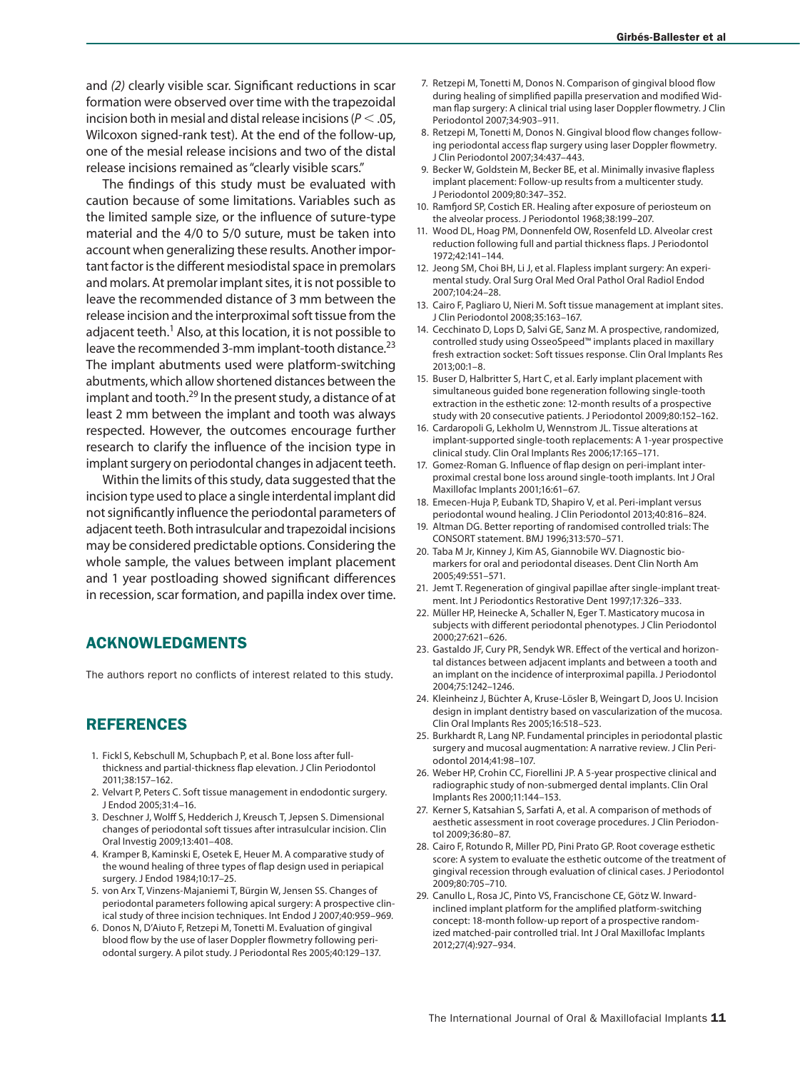and *(2)* clearly visible scar. Significant reductions in scar formation were observed over time with the trapezoidal incision both in mesial and distal release incisions ($P < .05$, Wilcoxon signed-rank test). At the end of the follow-up, one of the mesial release incisions and two of the distal release incisions remained as "clearly visible scars."

The findings of this study must be evaluated with caution because of some limitations. Variables such as the limited sample size, or the influence of suture-type material and the 4/0 to 5/0 suture, must be taken into account when generalizing these results. Another important factor is the different mesiodistal space in premolars and molars. At premolar implant sites, it is not possible to leave the recommended distance of 3 mm between the release incision and the interproximal soft tissue from the adjacent teeth.[1] Also, at this location, it is not possible to leave the recommended 3-mm implant-tooth distance.[23] The implant abutments used were platform-switching abutments, which allow shortened distances between the implant and tooth.[29] In the present study, a distance of at least 2 mm between the implant and tooth was always respected. However, the outcomes encourage further research to clarify the influence of the incision type in implant surgery on periodontal changes in adjacent teeth.

Within the limits of this study, data suggested that the incision type used to place a single interdental implant did not significantly influence the periodontal parameters of adjacent teeth. Both intrasulcular and trapezoidal incisions may be considered predictable options. Considering the whole sample, the values between implant placement and 1 year postloading showed significant differences in recession, scar formation, and papilla index over time.

## ACKNOWLEDGMENTS

The authors report no conflicts of interest related to this study.

## REFERENCES

1. Fickl S, Kebschull M, Schupbach P, et al. Bone loss after full-thickness and partial-thickness flap elevation. J Clin Periodontol 2011;38:157–162.
2. Velvart P, Peters C. Soft tissue management in endodontic surgery. J Endod 2005;31:4–16.
3. Deschner J, Wolff S, Hedderich J, Kreusch T, Jepsen S. Dimensional changes of periodontal soft tissues after intrasulcular incision. Clin Oral Investig 2009;13:401–408.
4. Kramper B, Kaminski E, Osetek E, Heuer M. A comparative study of the wound healing of three types of flap design used in periapical surgery. J Endod 1984;10:17–25.
5. von Arx T, Vinzens-Majaniemi T, Bürgin W, Jensen SS. Changes of periodontal parameters following apical surgery: A prospective clinical study of three incision techniques. Int Endod J 2007;40:959–969.
6. Donos N, D'Aiuto F, Retzepi M, Tonetti M. Evaluation of gingival blood flow by the use of laser Doppler flowmetry following periodontal surgery. A pilot study. J Periodontal Res 2005;40:129–137.
7. Retzepi M, Tonetti M, Donos N. Comparison of gingival blood flow during healing of simplified papilla preservation and modified Widman flap surgery: A clinical trial using laser Doppler flowmetry. J Clin Periodontol 2007;34:903–911.
8. Retzepi M, Tonetti M, Donos N. Gingival blood flow changes following periodontal access flap surgery using laser Doppler flowmetry. J Clin Periodontol 2007;34:437–443.
9. Becker W, Goldstein M, Becker BE, et al. Minimally invasive flapless implant placement: Follow-up results from a multicenter study. J Periodontol 2009;80:347–352.
10. Ramfjord SP, Costich ER. Healing after exposure of periosteum on the alveolar process. J Periodontol 1968;38:199–207.
11. Wood DL, Hoag PM, Donnenfeld OW, Rosenfeld LD. Alveolar crest reduction following full and partial thickness flaps. J Periodontol 1972;42:141–144.
12. Jeong SM, Choi BH, Li J, et al. Flapless implant surgery: An experimental study. Oral Surg Oral Med Oral Pathol Oral Radiol Endod 2007;104:24–28.
13. Cairo F, Pagliaro U, Nieri M. Soft tissue management at implant sites. J Clin Periodontol 2008;35:163–167.
14. Cecchinato D, Lops D, Salvi GE, Sanz M. A prospective, randomized, controlled study using OsseoSpeed™ implants placed in maxillary fresh extraction socket: Soft tissues response. Clin Oral Implants Res 2013;00:1–8.
15. Buser D, Halbritter S, Hart C, et al. Early implant placement with simultaneous guided bone regeneration following single-tooth extraction in the esthetic zone: 12-month results of a prospective study with 20 consecutive patients. J Periodontol 2009;80:152–162.
16. Cardaropoli G, Lekholm U, Wennstrom JL. Tissue alterations at implant-supported single-tooth replacements: A 1-year prospective clinical study. Clin Oral Implants Res 2006;17:165–171.
17. Gomez-Roman G. Influence of flap design on peri-implant interproximal crestal bone loss around single-tooth implants. Int J Oral Maxillofac Implants 2001;16:61–67.
18. Emecen-Huja P, Eubank TD, Shapiro V, et al. Peri-implant versus periodontal wound healing. J Clin Periodontol 2013;40:816–824.
19. Altman DG. Better reporting of randomised controlled trials: The CONSORT statement. BMJ 1996;313:570–571.
20. Taba M Jr, Kinney J, Kim AS, Giannobile WV. Diagnostic biomarkers for oral and periodontal diseases. Dent Clin North Am 2005;49:551–571.
21. Jemt T. Regeneration of gingival papillae after single-implant treatment. Int J Periodontics Restorative Dent 1997;17:326–333.
22. Müller HP, Heinecke A, Schaller N, Eger T. Masticatory mucosa in subjects with different periodontal phenotypes. J Clin Periodontol 2000;27:621–626.
23. Gastaldo JF, Cury PR, Sendyk WR. Effect of the vertical and horizontal distances between adjacent implants and between a tooth and an implant on the incidence of interproximal papilla. J Periodontol 2004;75:1242–1246.
24. Kleinheinz J, Büchter A, Kruse-Lösler B, Weingart D, Joos U. Incision design in implant dentistry based on vascularization of the mucosa. Clin Oral Implants Res 2005;16:518–523.
25. Burkhardt R, Lang NP. Fundamental principles in periodontal plastic surgery and mucosal augmentation: A narrative review. J Clin Periodontol 2014;41:98–107.
26. Weber HP, Crohin CC, Fiorellini JP. A 5-year prospective clinical and radiographic study of non-submerged dental implants. Clin Oral Implants Res 2000;11:144–153.
27. Kerner S, Katsahian S, Sarfati A, et al. A comparison of methods of aesthetic assessment in root coverage procedures. J Clin Periodontol 2009;36:80–87.
28. Cairo F, Rotundo R, Miller PD, Pini Prato GP. Root coverage esthetic score: A system to evaluate the esthetic outcome of the treatment of gingival recession through evaluation of clinical cases. J Periodontol 2009;80:705–710.
29. Canullo L, Rosa JC, Pinto VS, Francischone CE, Götz W. Inward-inclined implant platform for the amplified platform-switching concept: 18-month follow-up report of a prospective randomized matched-pair controlled trial. Int J Oral Maxillofac Implants 2012;27(4):927–934.